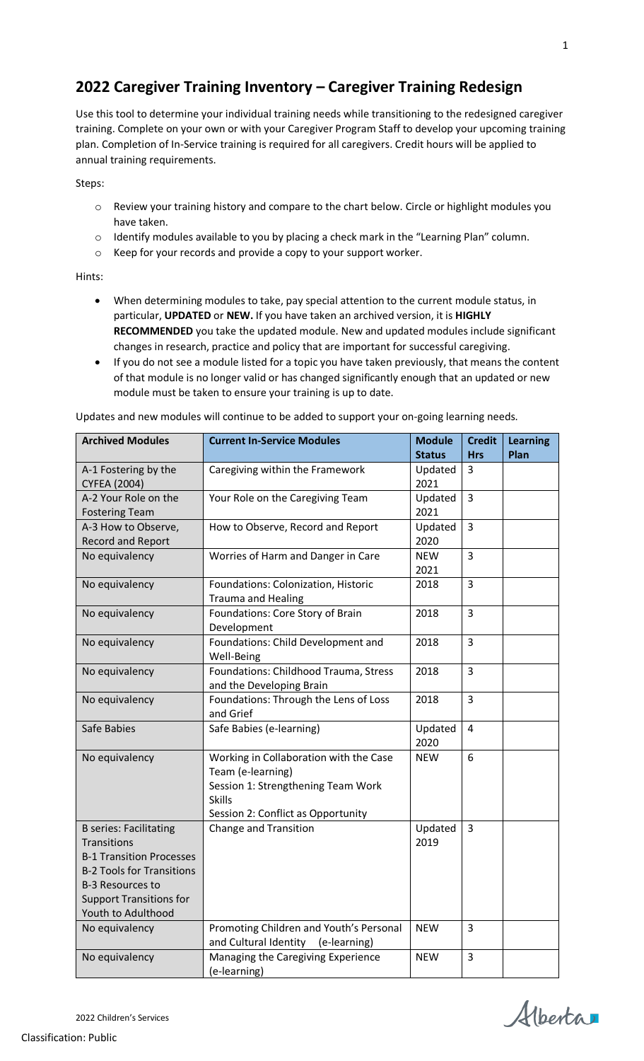## 2022 Caregiver Training Inventory – Caregiver Training Redesign

Use this tool to determine your individual training needs while transitioning to the redesigned caregiver training. Complete on your own or with your Caregiver Program Staff to develop your upcoming training plan. Completion of In-Service training is required for all caregivers. Credit hours will be applied to annual training requirements.

Steps:

- Review your training history and compare to the chart below. Circle or highlight modules you have taken.
- Identify modules available to you by placing a check mark in the "Learning Plan" column.
- Keep for your records and provide a copy to your support worker.

Hints:

- When determining modules to take, pay special attention to the current module status, in particular, **UPDATED** or **NEW.** If you have taken an archived version, it is **HIGHLY RECOMMENDED** you take the updated module. New and updated modules include significant changes in research, practice and policy that are important for successful caregiving.
- If you do not see a module listed for a topic you have taken previously, that means the content of that module is no longer valid or has changed significantly enough that an updated or new module must be taken to ensure your training is up to date.

Updates and new modules will continue to be added to support your on-going learning needs.

| Archived Modules | Current In-Service Modules | Module Status | Credit Hrs | Learning Plan |
|---|---|---|---|---|
| A-1 Fostering by the CYFEA (2004) | Caregiving within the Framework | Updated 2021 | 3 | |
| A-2 Your Role on the Fostering Team | Your Role on the Caregiving Team | Updated 2021 | 3 | |
| A-3 How to Observe, Record and Report | How to Observe, Record and Report | Updated 2020 | 3 | |
| No equivalency | Worries of Harm and Danger in Care | NEW 2021 | 3 | |
| No equivalency | Foundations: Colonization, Historic Trauma and Healing | 2018 | 3 | |
| No equivalency | Foundations: Core Story of Brain Development | 2018 | 3 | |
| No equivalency | Foundations: Child Development and Well-Being | 2018 | 3 | |
| No equivalency | Foundations: Childhood Trauma, Stress and the Developing Brain | 2018 | 3 | |
| No equivalency | Foundations: Through the Lens of Loss and Grief | 2018 | 3 | |
| Safe Babies | Safe Babies (e-learning) | Updated 2020 | 4 | |
| No equivalency | Working in Collaboration with the Case Team (e-learning)<br>Session 1: Strengthening Team Work Skills<br>Session 2: Conflict as Opportunity | NEW | 6 | |
| B series: Facilitating Transitions<br>B-1 Transition Processes<br>B-2 Tools for Transitions<br>B-3 Resources to Support Transitions for Youth to Adulthood | Change and Transition | Updated 2019 | 3 | |
| No equivalency | Promoting Children and Youth's Personal and Cultural Identity (e-learning) | NEW | 3 | |
| No equivalency | Managing the Caregiving Experience (e-learning) | NEW | 3 | |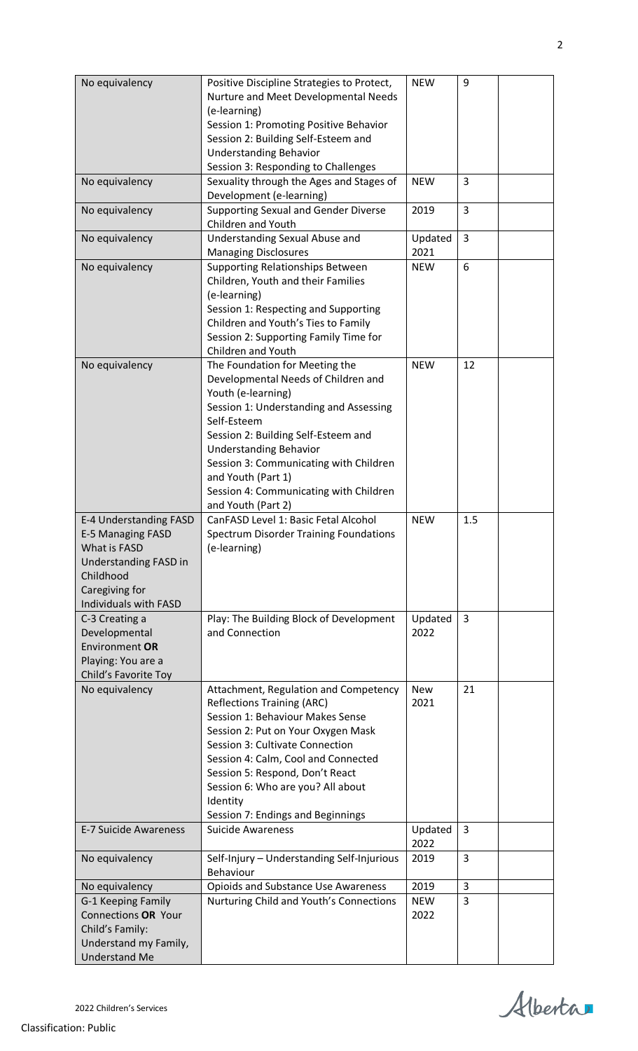| | | | | |
|---|---|---|---|---|
| No equivalency | Positive Discipline Strategies to Protect, Nurture and Meet Developmental Needs (e-learning)<br>Session 1: Promoting Positive Behavior<br>Session 2: Building Self-Esteem and Understanding Behavior<br>Session 3: Responding to Challenges | NEW | 9 | |
| No equivalency | Sexuality through the Ages and Stages of Development (e-learning) | NEW | 3 | |
| No equivalency | Supporting Sexual and Gender Diverse Children and Youth | 2019 | 3 | |
| No equivalency | Understanding Sexual Abuse and Managing Disclosures | Updated 2021 | 3 | |
| No equivalency | Supporting Relationships Between Children, Youth and their Families (e-learning)<br>Session 1: Respecting and Supporting Children and Youth's Ties to Family<br>Session 2: Supporting Family Time for Children and Youth | NEW | 6 | |
| No equivalency | The Foundation for Meeting the Developmental Needs of Children and Youth (e-learning)<br>Session 1: Understanding and Assessing Self-Esteem<br>Session 2: Building Self-Esteem and Understanding Behavior<br>Session 3: Communicating with Children and Youth (Part 1)<br>Session 4: Communicating with Children and Youth (Part 2) | NEW | 12 | |
| E-4 Understanding FASD<br>E-5 Managing FASD<br>What is FASD<br>Understanding FASD in Childhood<br>Caregiving for Individuals with FASD | CanFASD Level 1: Basic Fetal Alcohol Spectrum Disorder Training Foundations (e-learning) | NEW | 1.5 | |
| C-3 Creating a Developmental Environment **OR** Playing: You are a Child's Favorite Toy | Play: The Building Block of Development and Connection | Updated 2022 | 3 | |
| No equivalency | Attachment, Regulation and Competency Reflections Training (ARC)<br>Session 1: Behaviour Makes Sense<br>Session 2: Put on Your Oxygen Mask<br>Session 3: Cultivate Connection<br>Session 4: Calm, Cool and Connected<br>Session 5: Respond, Don't React<br>Session 6: Who are you? All about Identity<br>Session 7: Endings and Beginnings | New 2021 | 21 | |
| E-7 Suicide Awareness | Suicide Awareness | Updated 2022 | 3 | |
| No equivalency | Self-Injury – Understanding Self-Injurious Behaviour | 2019 | 3 | |
| No equivalency | Opioids and Substance Use Awareness | 2019 | 3 | |
| G-1 Keeping Family Connections **OR** Your Child's Family: Understand my Family, Understand Me | Nurturing Child and Youth's Connections | NEW 2022 | 3 | |

2022 Children's Services

Classification: Public